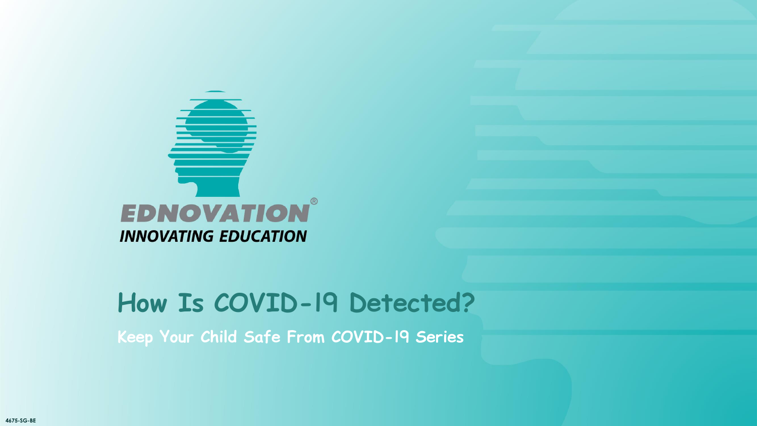EDNOVATION®

*INNOVATING EDUCATION*

# How Is COVID-19 Detected?

**Keep Your Child Safe From COVID-19 Series**

4675-SG-BE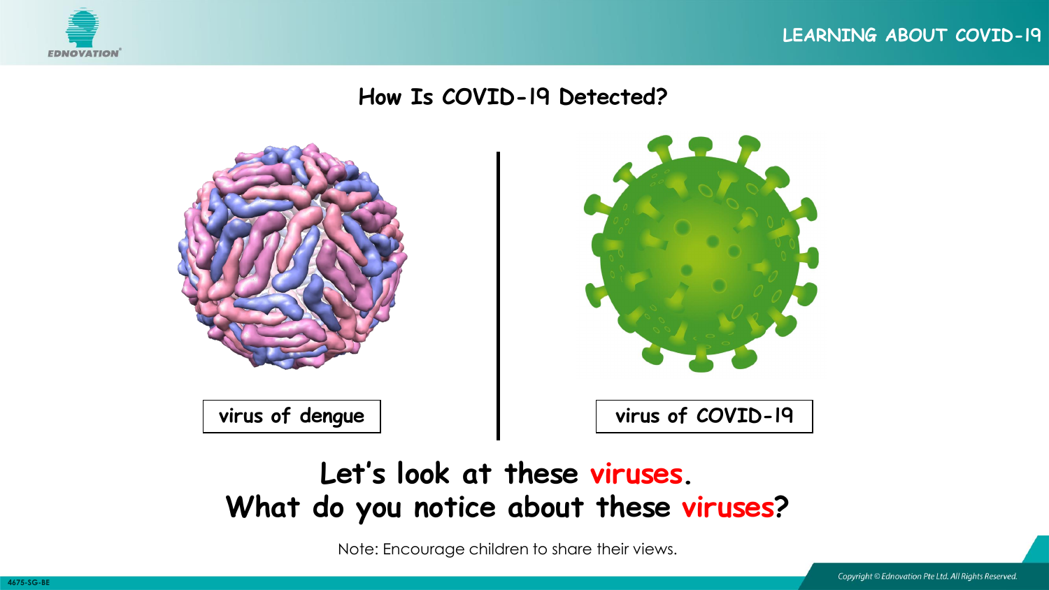## How Is COVID-19 Detected?

virus of dengue

virus of COVID-19

**Let's look at these viruses.**
**What do you notice about these viruses?**

Note: Encourage children to share their views.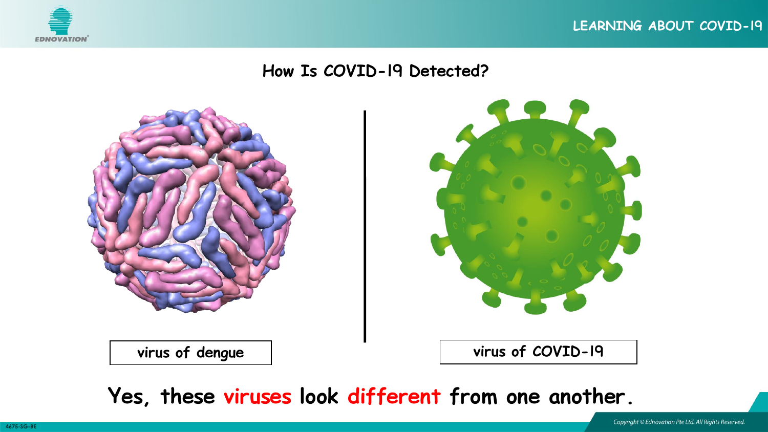## How Is COVID-19 Detected?

virus of dengue

virus of COVID-19

**Yes, these viruses look different from one another.**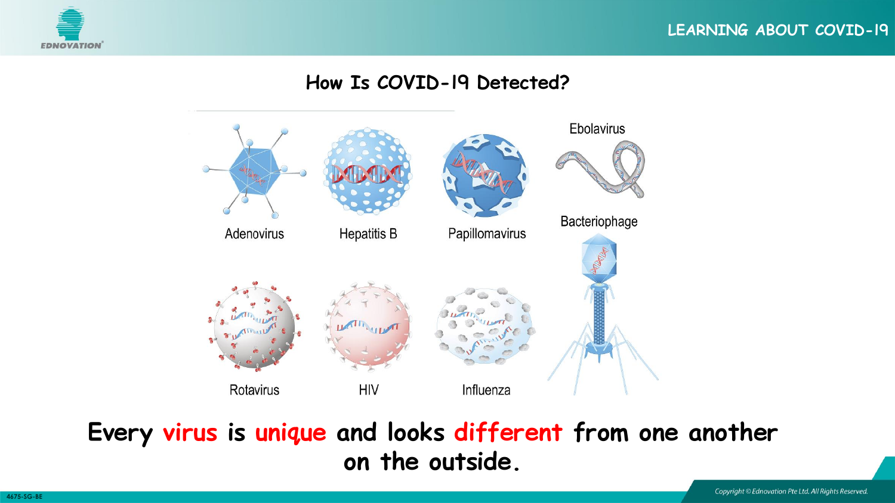## How Is COVID-19 Detected?

Adenovirus

Hepatitis B

Papillomavirus

Ebolavirus

Bacteriophage

Rotavirus

HIV

Influenza

**Every virus is unique and looks different from one another on the outside.**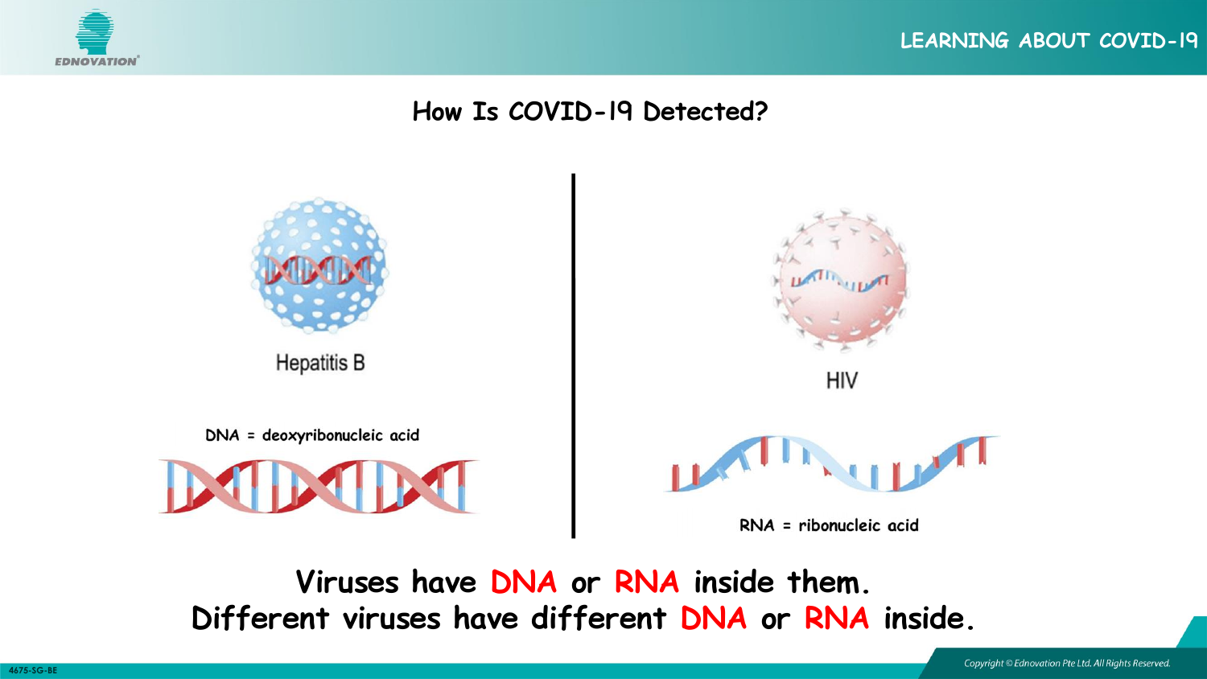## How Is COVID-19 Detected?

Hepatitis B

DNA = deoxyribonucleic acid

HIV

RNA = ribonucleic acid

**Viruses have DNA or RNA inside them.**
**Different viruses have different DNA or RNA inside.**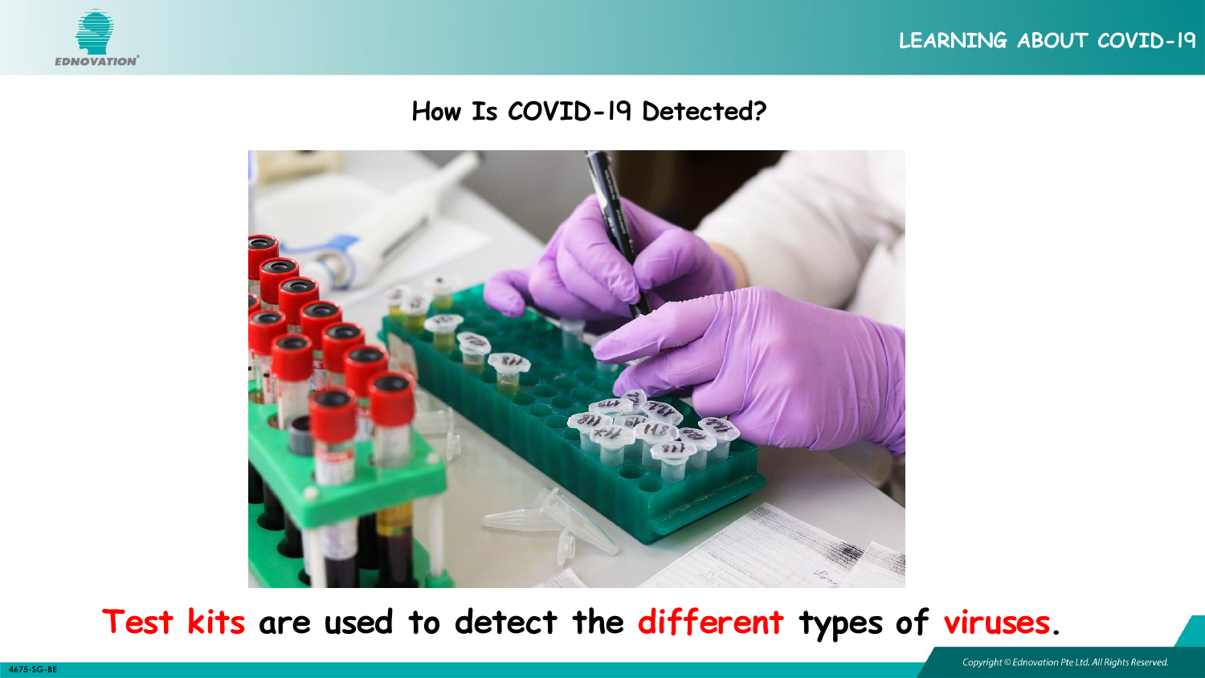## How Is COVID-19 Detected?

**Test kits are used to detect the different types of viruses.**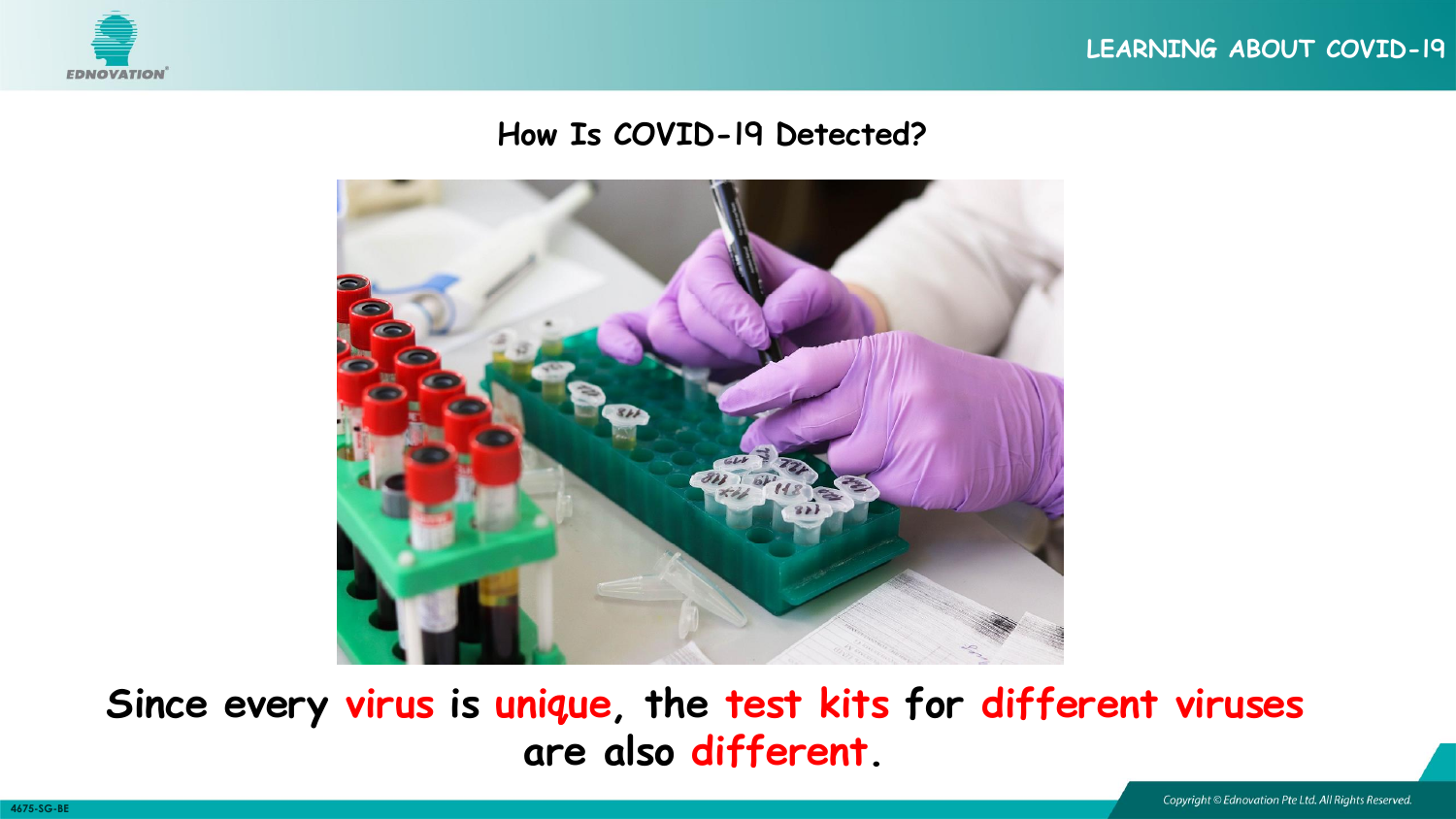## How Is COVID-19 Detected?

**Since every virus is unique, the test kits for different viruses are also different.**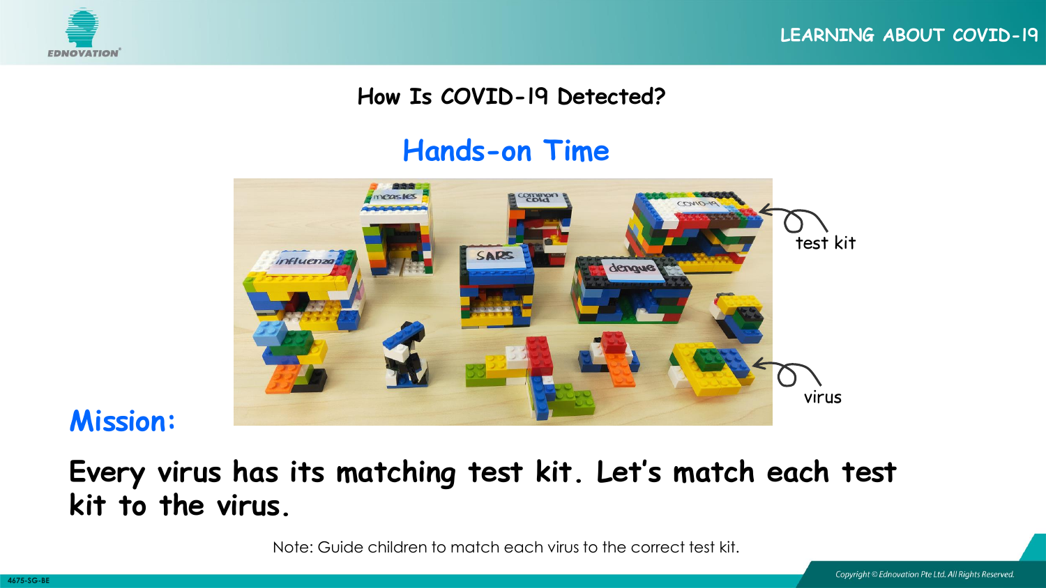## How Is COVID-19 Detected?

### Hands-on Time

test kit

virus

**Mission:**

**Every virus has its matching test kit. Let's match each test kit to the virus.**

Note: Guide children to match each virus to the correct test kit.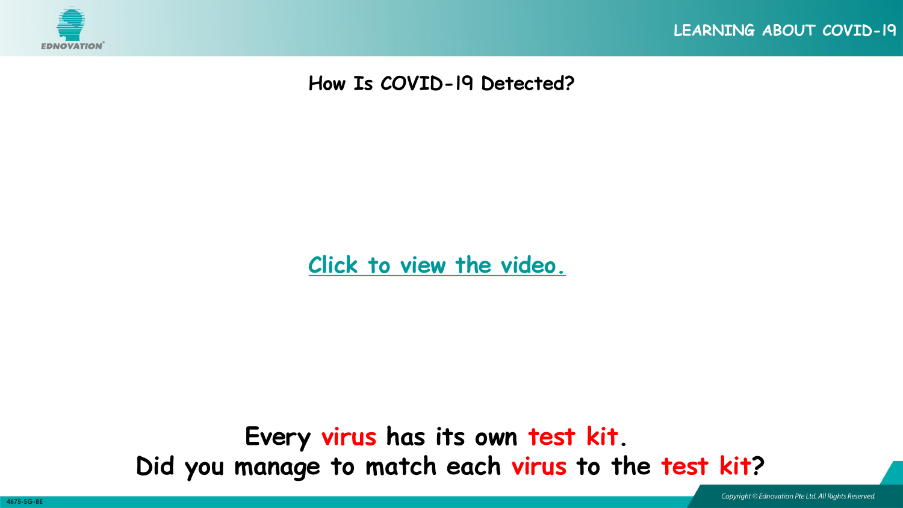## How Is COVID-19 Detected?

Click to view the video.

**Every virus has its own test kit.**
**Did you manage to match each virus to the test kit?**